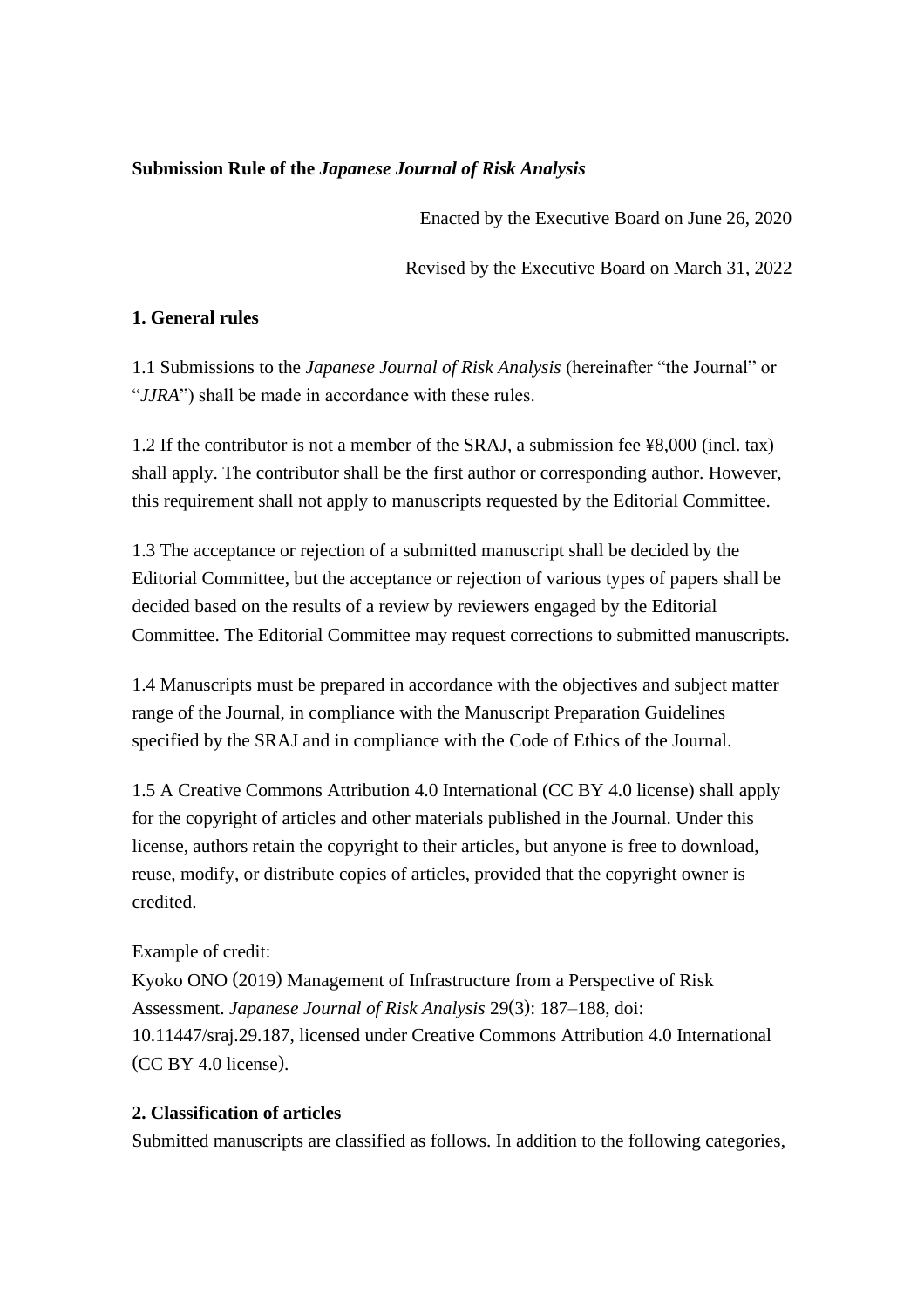**Submission Rule of the *Japanese Journal of Risk Analysis***

Enacted by the Executive Board on June 26, 2020

Revised by the Executive Board on March 31, 2022

**1. General rules**

1.1 Submissions to the *Japanese Journal of Risk Analysis* (hereinafter "the Journal" or "*JJRA*") shall be made in accordance with these rules.

1.2 If the contributor is not a member of the SRAJ, a submission fee ¥8,000 (incl. tax) shall apply. The contributor shall be the first author or corresponding author. However, this requirement shall not apply to manuscripts requested by the Editorial Committee.

1.3 The acceptance or rejection of a submitted manuscript shall be decided by the Editorial Committee, but the acceptance or rejection of various types of papers shall be decided based on the results of a review by reviewers engaged by the Editorial Committee. The Editorial Committee may request corrections to submitted manuscripts.

1.4 Manuscripts must be prepared in accordance with the objectives and subject matter range of the Journal, in compliance with the Manuscript Preparation Guidelines specified by the SRAJ and in compliance with the Code of Ethics of the Journal.

1.5 A Creative Commons Attribution 4.0 International (CC BY 4.0 license) shall apply for the copyright of articles and other materials published in the Journal. Under this license, authors retain the copyright to their articles, but anyone is free to download, reuse, modify, or distribute copies of articles, provided that the copyright owner is credited.

Example of credit:
Kyoko ONO (2019) Management of Infrastructure from a Perspective of Risk Assessment. *Japanese Journal of Risk Analysis* 29(3): 187–188, doi: 10.11447/sraj.29.187, licensed under Creative Commons Attribution 4.0 International (CC BY 4.0 license).

**2. Classification of articles**

Submitted manuscripts are classified as follows. In addition to the following categories,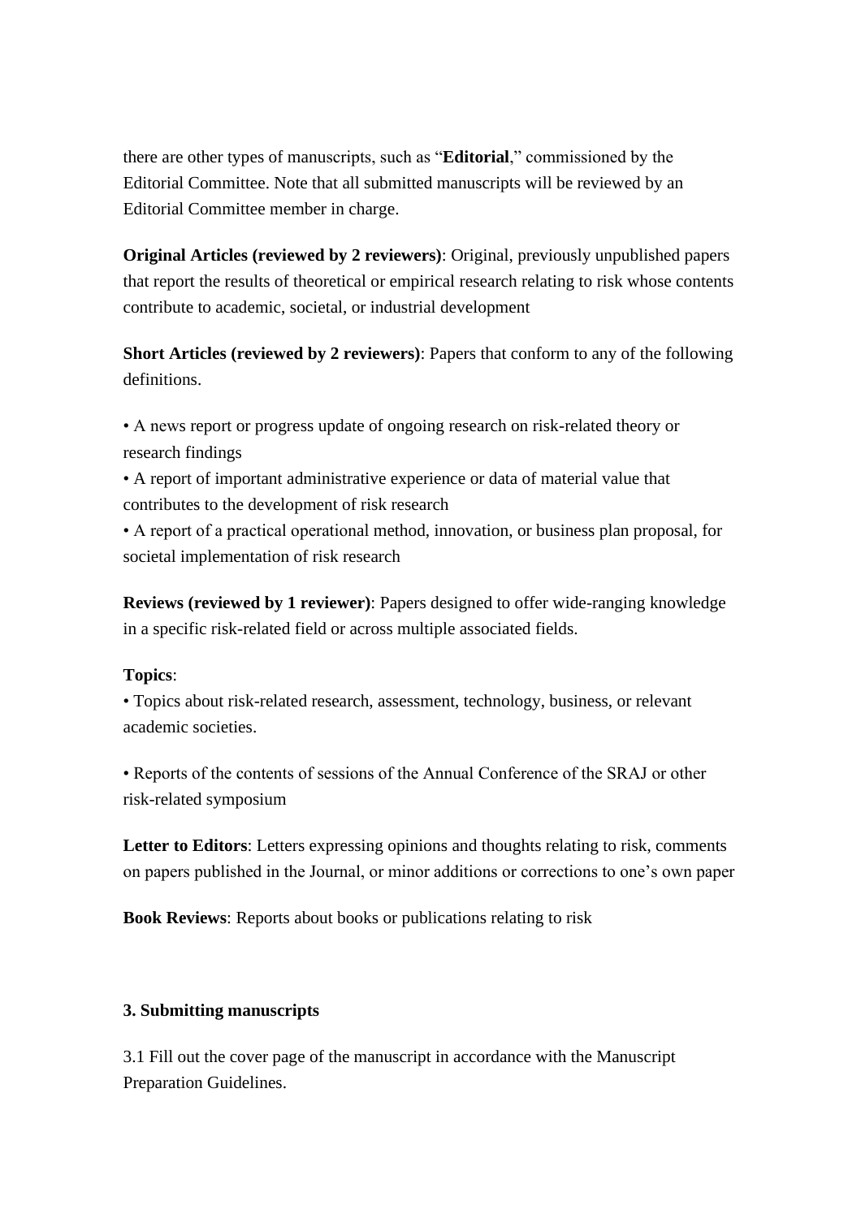there are other types of manuscripts, such as "**Editorial**," commissioned by the Editorial Committee. Note that all submitted manuscripts will be reviewed by an Editorial Committee member in charge.

**Original Articles (reviewed by 2 reviewers)**: Original, previously unpublished papers that report the results of theoretical or empirical research relating to risk whose contents contribute to academic, societal, or industrial development

**Short Articles (reviewed by 2 reviewers)**: Papers that conform to any of the following definitions.

• A news report or progress update of ongoing research on risk-related theory or research findings
• A report of important administrative experience or data of material value that contributes to the development of risk research
• A report of a practical operational method, innovation, or business plan proposal, for societal implementation of risk research

**Reviews (reviewed by 1 reviewer)**: Papers designed to offer wide-ranging knowledge in a specific risk-related field or across multiple associated fields.

**Topics**:
• Topics about risk-related research, assessment, technology, business, or relevant academic societies.

• Reports of the contents of sessions of the Annual Conference of the SRAJ or other risk-related symposium

**Letter to Editors**: Letters expressing opinions and thoughts relating to risk, comments on papers published in the Journal, or minor additions or corrections to one's own paper

**Book Reviews**: Reports about books or publications relating to risk

### 3. Submitting manuscripts

3.1 Fill out the cover page of the manuscript in accordance with the Manuscript Preparation Guidelines.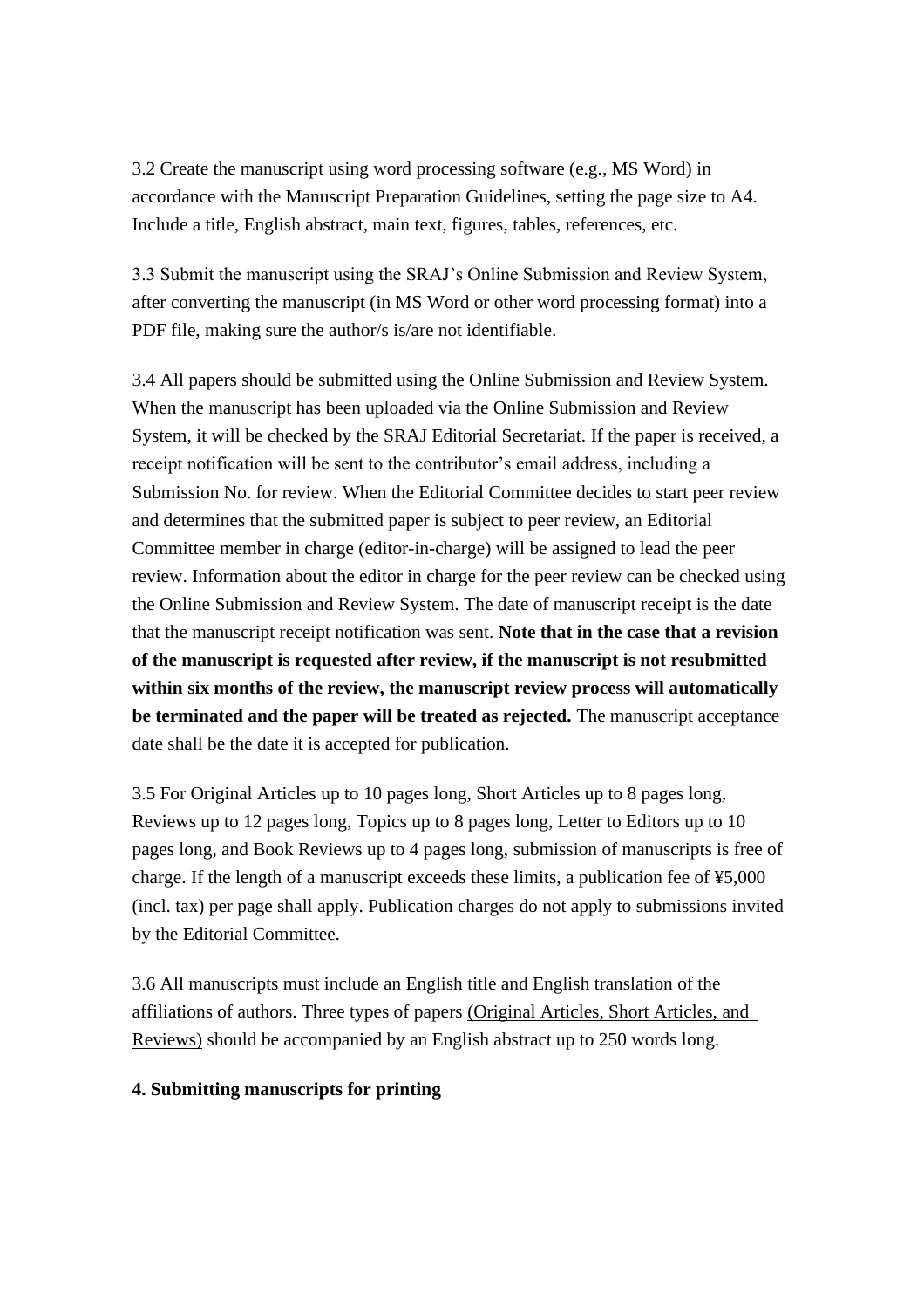3.2 Create the manuscript using word processing software (e.g., MS Word) in accordance with the Manuscript Preparation Guidelines, setting the page size to A4. Include a title, English abstract, main text, figures, tables, references, etc.

3.3 Submit the manuscript using the SRAJ's Online Submission and Review System, after converting the manuscript (in MS Word or other word processing format) into a PDF file, making sure the author/s is/are not identifiable.

3.4 All papers should be submitted using the Online Submission and Review System. When the manuscript has been uploaded via the Online Submission and Review System, it will be checked by the SRAJ Editorial Secretariat. If the paper is received, a receipt notification will be sent to the contributor's email address, including a Submission No. for review. When the Editorial Committee decides to start peer review and determines that the submitted paper is subject to peer review, an Editorial Committee member in charge (editor-in-charge) will be assigned to lead the peer review. Information about the editor in charge for the peer review can be checked using the Online Submission and Review System. The date of manuscript receipt is the date that the manuscript receipt notification was sent. **Note that in the case that a revision of the manuscript is requested after review, if the manuscript is not resubmitted within six months of the review, the manuscript review process will automatically be terminated and the paper will be treated as rejected.** The manuscript acceptance date shall be the date it is accepted for publication.

3.5 For Original Articles up to 10 pages long, Short Articles up to 8 pages long, Reviews up to 12 pages long, Topics up to 8 pages long, Letter to Editors up to 10 pages long, and Book Reviews up to 4 pages long, submission of manuscripts is free of charge. If the length of a manuscript exceeds these limits, a publication fee of ¥5,000 (incl. tax) per page shall apply. Publication charges do not apply to submissions invited by the Editorial Committee.

3.6 All manuscripts must include an English title and English translation of the affiliations of authors. Three types of papers <u>(Original Articles, Short Articles, and Reviews)</u> should be accompanied by an English abstract up to 250 words long.

**4. Submitting manuscripts for printing**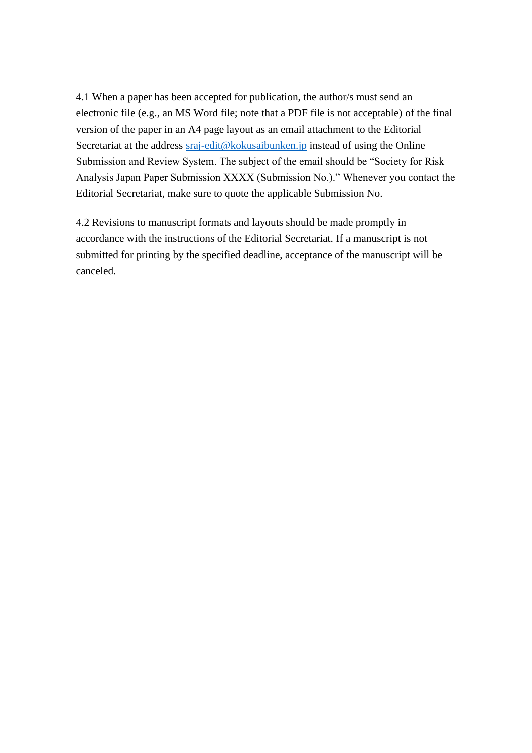4.1 When a paper has been accepted for publication, the author/s must send an electronic file (e.g., an MS Word file; note that a PDF file is not acceptable) of the final version of the paper in an A4 page layout as an email attachment to the Editorial Secretariat at the address sraj-edit@kokusaibunken.jp instead of using the Online Submission and Review System. The subject of the email should be "Society for Risk Analysis Japan Paper Submission XXXX (Submission No.)." Whenever you contact the Editorial Secretariat, make sure to quote the applicable Submission No.

4.2 Revisions to manuscript formats and layouts should be made promptly in accordance with the instructions of the Editorial Secretariat. If a manuscript is not submitted for printing by the specified deadline, acceptance of the manuscript will be canceled.